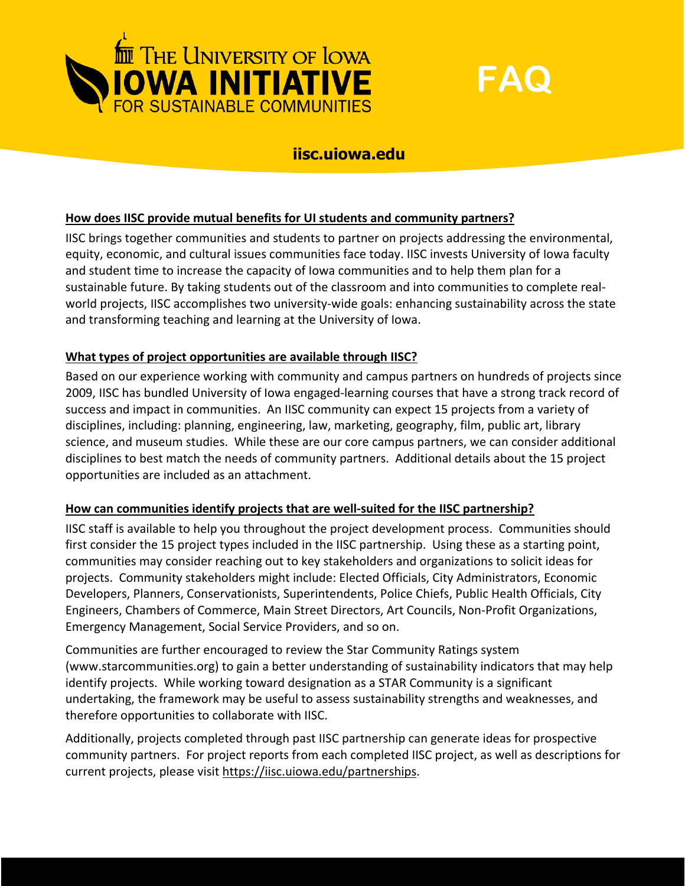# THE UNIVERSITY OF IOWA IOWA INITIATIVE FOR SUSTAINABLE COMMUNITIES

# FAQ

**iisc.uiowa.edu**

## How does IISC provide mutual benefits for UI students and community partners?

IISC brings together communities and students to partner on projects addressing the environmental, equity, economic, and cultural issues communities face today. IISC invests University of Iowa faculty and student time to increase the capacity of Iowa communities and to help them plan for a sustainable future. By taking students out of the classroom and into communities to complete real-world projects, IISC accomplishes two university-wide goals: enhancing sustainability across the state and transforming teaching and learning at the University of Iowa.

## What types of project opportunities are available through IISC?

Based on our experience working with community and campus partners on hundreds of projects since 2009, IISC has bundled University of Iowa engaged-learning courses that have a strong track record of success and impact in communities. An IISC community can expect 15 projects from a variety of disciplines, including: planning, engineering, law, marketing, geography, film, public art, library science, and museum studies. While these are our core campus partners, we can consider additional disciplines to best match the needs of community partners. Additional details about the 15 project opportunities are included as an attachment.

## How can communities identify projects that are well-suited for the IISC partnership?

IISC staff is available to help you throughout the project development process. Communities should first consider the 15 project types included in the IISC partnership. Using these as a starting point, communities may consider reaching out to key stakeholders and organizations to solicit ideas for projects. Community stakeholders might include: Elected Officials, City Administrators, Economic Developers, Planners, Conservationists, Superintendents, Police Chiefs, Public Health Officials, City Engineers, Chambers of Commerce, Main Street Directors, Art Councils, Non-Profit Organizations, Emergency Management, Social Service Providers, and so on.

Communities are further encouraged to review the Star Community Ratings system (www.starcommunities.org) to gain a better understanding of sustainability indicators that may help identify projects. While working toward designation as a STAR Community is a significant undertaking, the framework may be useful to assess sustainability strengths and weaknesses, and therefore opportunities to collaborate with IISC.

Additionally, projects completed through past IISC partnership can generate ideas for prospective community partners. For project reports from each completed IISC project, as well as descriptions for current projects, please visit https://iisc.uiowa.edu/partnerships.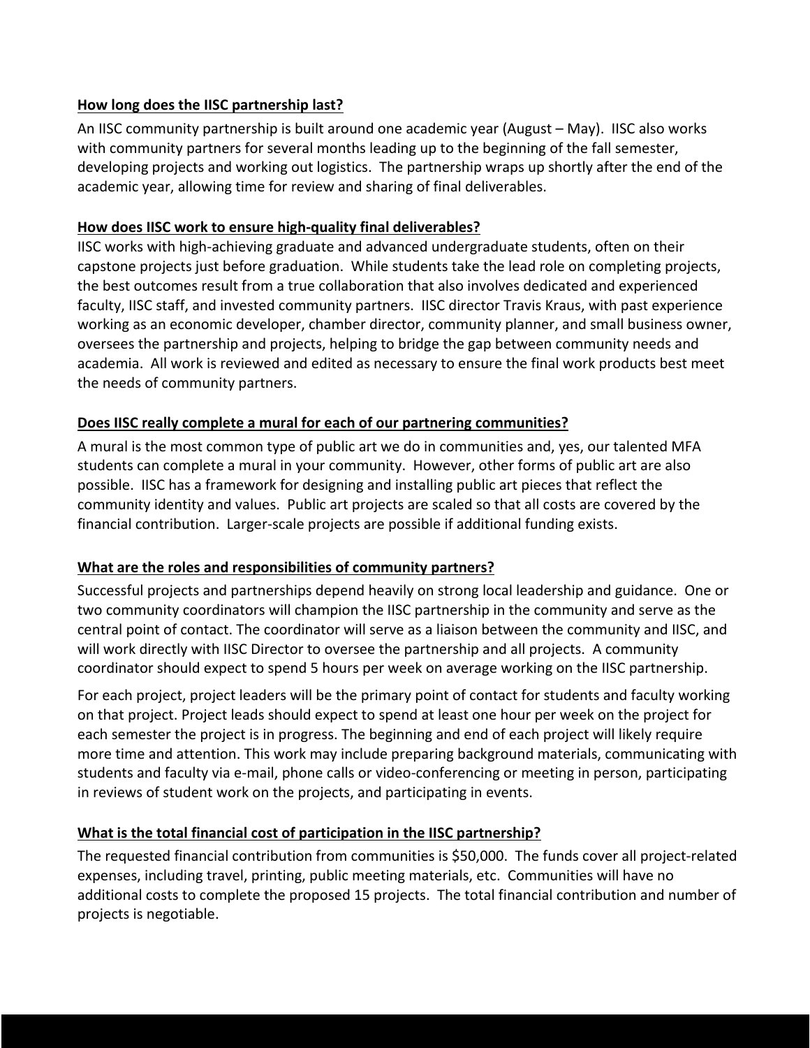**How long does the IISC partnership last?**

An IISC community partnership is built around one academic year (August – May). IISC also works with community partners for several months leading up to the beginning of the fall semester, developing projects and working out logistics. The partnership wraps up shortly after the end of the academic year, allowing time for review and sharing of final deliverables.

**How does IISC work to ensure high-quality final deliverables?**

IISC works with high-achieving graduate and advanced undergraduate students, often on their capstone projects just before graduation. While students take the lead role on completing projects, the best outcomes result from a true collaboration that also involves dedicated and experienced faculty, IISC staff, and invested community partners. IISC director Travis Kraus, with past experience working as an economic developer, chamber director, community planner, and small business owner, oversees the partnership and projects, helping to bridge the gap between community needs and academia. All work is reviewed and edited as necessary to ensure the final work products best meet the needs of community partners.

**Does IISC really complete a mural for each of our partnering communities?**

A mural is the most common type of public art we do in communities and, yes, our talented MFA students can complete a mural in your community. However, other forms of public art are also possible. IISC has a framework for designing and installing public art pieces that reflect the community identity and values. Public art projects are scaled so that all costs are covered by the financial contribution. Larger-scale projects are possible if additional funding exists.

**What are the roles and responsibilities of community partners?**

Successful projects and partnerships depend heavily on strong local leadership and guidance. One or two community coordinators will champion the IISC partnership in the community and serve as the central point of contact. The coordinator will serve as a liaison between the community and IISC, and will work directly with IISC Director to oversee the partnership and all projects. A community coordinator should expect to spend 5 hours per week on average working on the IISC partnership.

For each project, project leaders will be the primary point of contact for students and faculty working on that project. Project leads should expect to spend at least one hour per week on the project for each semester the project is in progress. The beginning and end of each project will likely require more time and attention. This work may include preparing background materials, communicating with students and faculty via e-mail, phone calls or video-conferencing or meeting in person, participating in reviews of student work on the projects, and participating in events.

**What is the total financial cost of participation in the IISC partnership?**

The requested financial contribution from communities is $50,000. The funds cover all project-related expenses, including travel, printing, public meeting materials, etc. Communities will have no additional costs to complete the proposed 15 projects. The total financial contribution and number of projects is negotiable.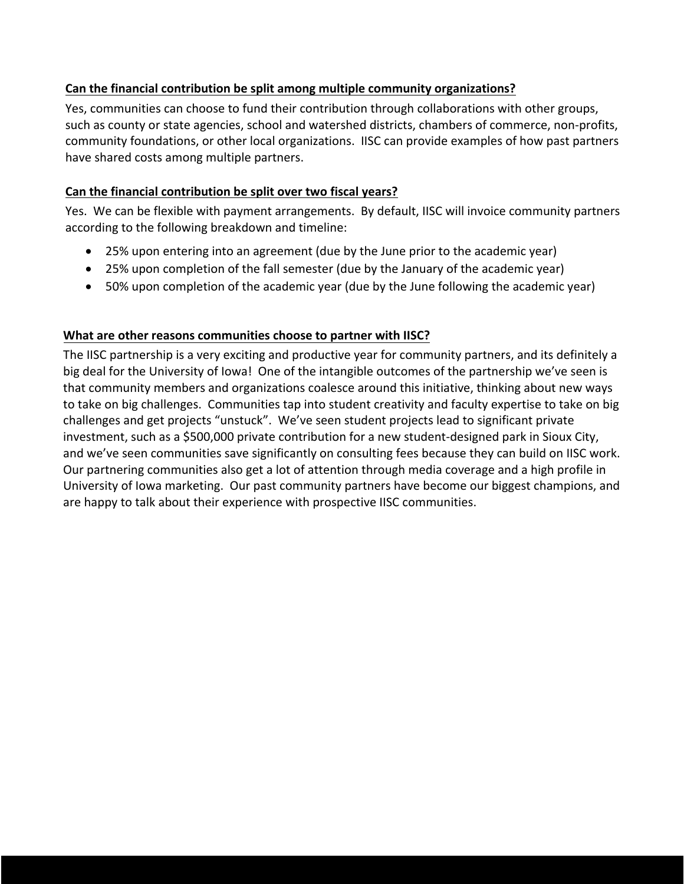**Can the financial contribution be split among multiple community organizations?**

Yes, communities can choose to fund their contribution through collaborations with other groups, such as county or state agencies, school and watershed districts, chambers of commerce, non-profits, community foundations, or other local organizations. IISC can provide examples of how past partners have shared costs among multiple partners.

**Can the financial contribution be split over two fiscal years?**

Yes. We can be flexible with payment arrangements. By default, IISC will invoice community partners according to the following breakdown and timeline:

- 25% upon entering into an agreement (due by the June prior to the academic year)
- 25% upon completion of the fall semester (due by the January of the academic year)
- 50% upon completion of the academic year (due by the June following the academic year)

**What are other reasons communities choose to partner with IISC?**

The IISC partnership is a very exciting and productive year for community partners, and its definitely a big deal for the University of Iowa! One of the intangible outcomes of the partnership we've seen is that community members and organizations coalesce around this initiative, thinking about new ways to take on big challenges. Communities tap into student creativity and faculty expertise to take on big challenges and get projects "unstuck". We've seen student projects lead to significant private investment, such as a $500,000 private contribution for a new student-designed park in Sioux City, and we've seen communities save significantly on consulting fees because they can build on IISC work. Our partnering communities also get a lot of attention through media coverage and a high profile in University of Iowa marketing. Our past community partners have become our biggest champions, and are happy to talk about their experience with prospective IISC communities.